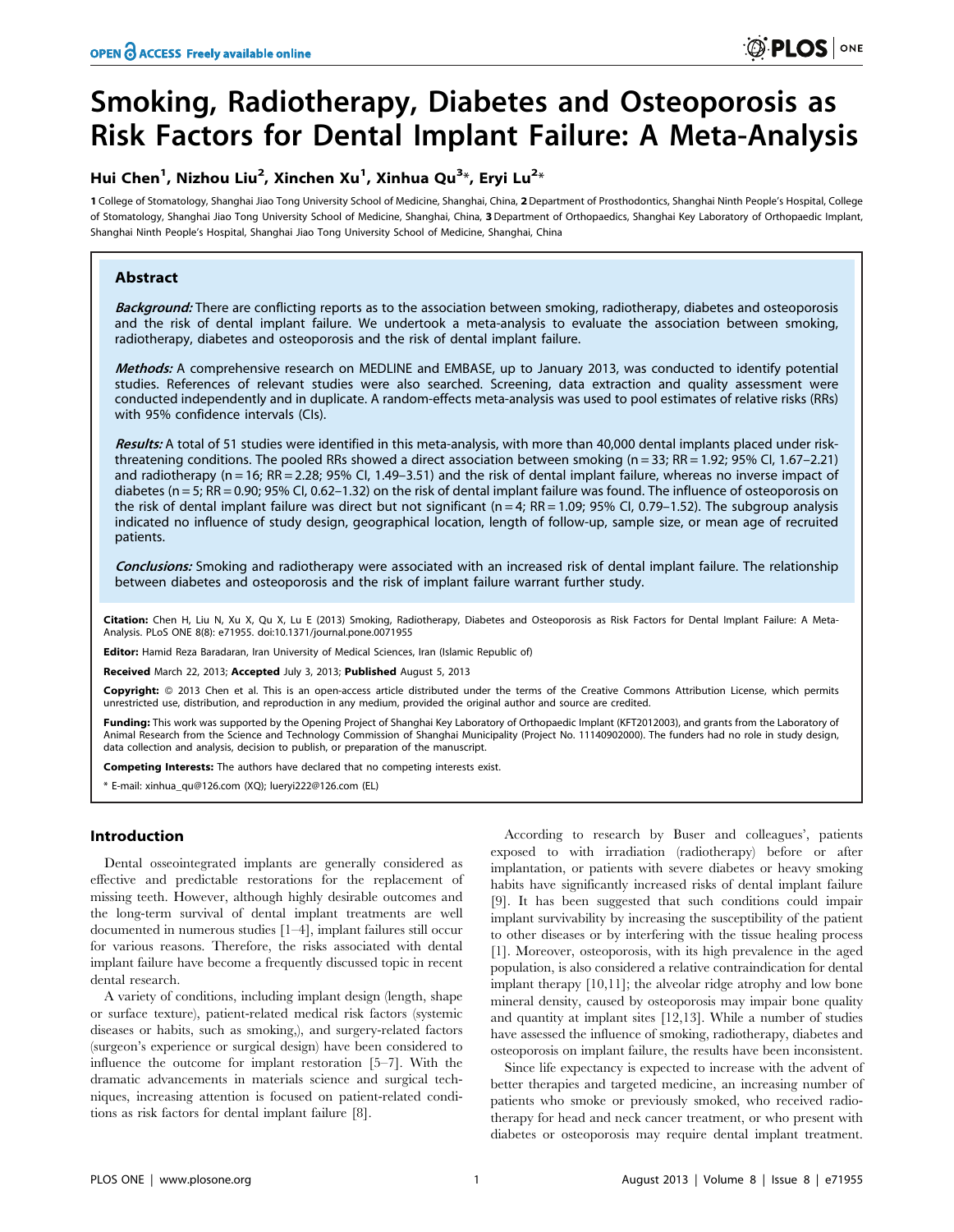# Smoking, Radiotherapy, Diabetes and Osteoporosis as Risk Factors for Dental Implant Failure: A Meta-Analysis

**Hui Chen[1], Nizhou Liu[2], Xinchen Xu[1], Xinhua Qu[3]*, Eryi Lu[2]***

**1** College of Stomatology, Shanghai Jiao Tong University School of Medicine, Shanghai, China, **2** Department of Prosthodontics, Shanghai Ninth People's Hospital, College of Stomatology, Shanghai Jiao Tong University School of Medicine, Shanghai, China, **3** Department of Orthopaedics, Shanghai Key Laboratory of Orthopaedic Implant, Shanghai Ninth People's Hospital, Shanghai Jiao Tong University School of Medicine, Shanghai, China

## Abstract

***Background:*** There are conflicting reports as to the association between smoking, radiotherapy, diabetes and osteoporosis and the risk of dental implant failure. We undertook a meta-analysis to evaluate the association between smoking, radiotherapy, diabetes and osteoporosis and the risk of dental implant failure.

***Methods:*** A comprehensive research on MEDLINE and EMBASE, up to January 2013, was conducted to identify potential studies. References of relevant studies were also searched. Screening, data extraction and quality assessment were conducted independently and in duplicate. A random-effects meta-analysis was used to pool estimates of relative risks (RRs) with 95% confidence intervals (CIs).

***Results:*** A total of 51 studies were identified in this meta-analysis, with more than 40,000 dental implants placed under risk-threatening conditions. The pooled RRs showed a direct association between smoking (n = 33; RR = 1.92; 95% CI, 1.67–2.21) and radiotherapy (n = 16; RR = 2.28; 95% CI, 1.49–3.51) and the risk of dental implant failure, whereas no inverse impact of diabetes (n = 5; RR = 0.90; 95% CI, 0.62–1.32) on the risk of dental implant failure was found. The influence of osteoporosis on the risk of dental implant failure was direct but not significant (n = 4; RR = 1.09; 95% CI, 0.79–1.52). The subgroup analysis indicated no influence of study design, geographical location, length of follow-up, sample size, or mean age of recruited patients.

***Conclusions:*** Smoking and radiotherapy were associated with an increased risk of dental implant failure. The relationship between diabetes and osteoporosis and the risk of implant failure warrant further study.

**Citation:** Chen H, Liu N, Xu X, Qu X, Lu E (2013) Smoking, Radiotherapy, Diabetes and Osteoporosis as Risk Factors for Dental Implant Failure: A Meta-Analysis. PLoS ONE 8(8): e71955. doi:10.1371/journal.pone.0071955

**Editor:** Hamid Reza Baradaran, Iran University of Medical Sciences, Iran (Islamic Republic of)

**Received** March 22, 2013; **Accepted** July 3, 2013; **Published** August 5, 2013

**Copyright:** © 2013 Chen et al. This is an open-access article distributed under the terms of the Creative Commons Attribution License, which permits unrestricted use, distribution, and reproduction in any medium, provided the original author and source are credited.

**Funding:** This work was supported by the Opening Project of Shanghai Key Laboratory of Orthopaedic Implant (KFT2012003), and grants from the Laboratory of Animal Research from the Science and Technology Commission of Shanghai Municipality (Project No. 11140902000). The funders had no role in study design, data collection and analysis, decision to publish, or preparation of the manuscript.

**Competing Interests:** The authors have declared that no competing interests exist.

\* E-mail: xinhua_qu@126.com (XQ); lueryi222@126.com (EL)

## Introduction

Dental osseointegrated implants are generally considered as effective and predictable restorations for the replacement of missing teeth. However, although highly desirable outcomes and the long-term survival of dental implant treatments are well documented in numerous studies [1–4], implant failures still occur for various reasons. Therefore, the risks associated with dental implant failure have become a frequently discussed topic in recent dental research.

A variety of conditions, including implant design (length, shape or surface texture), patient-related medical risk factors (systemic diseases or habits, such as smoking,), and surgery-related factors (surgeon's experience or surgical design) have been considered to influence the outcome for implant restoration [5–7]. With the dramatic advancements in materials science and surgical techniques, increasing attention is focused on patient-related conditions as risk factors for dental implant failure [8].

According to research by Buser and colleagues', patients exposed to with irradiation (radiotherapy) before or after implantation, or patients with severe diabetes or heavy smoking habits have significantly increased risks of dental implant failure [9]. It has been suggested that such conditions could impair implant survivability by increasing the susceptibility of the patient to other diseases or by interfering with the tissue healing process [1]. Moreover, osteoporosis, with its high prevalence in the aged population, is also considered a relative contraindication for dental implant therapy [10,11]; the alveolar ridge atrophy and low bone mineral density, caused by osteoporosis may impair bone quality and quantity at implant sites [12,13]. While a number of studies have assessed the influence of smoking, radiotherapy, diabetes and osteoporosis on implant failure, the results have been inconsistent.

Since life expectancy is expected to increase with the advent of better therapies and targeted medicine, an increasing number of patients who smoke or previously smoked, who received radiotherapy for head and neck cancer treatment, or who present with diabetes or osteoporosis may require dental implant treatment.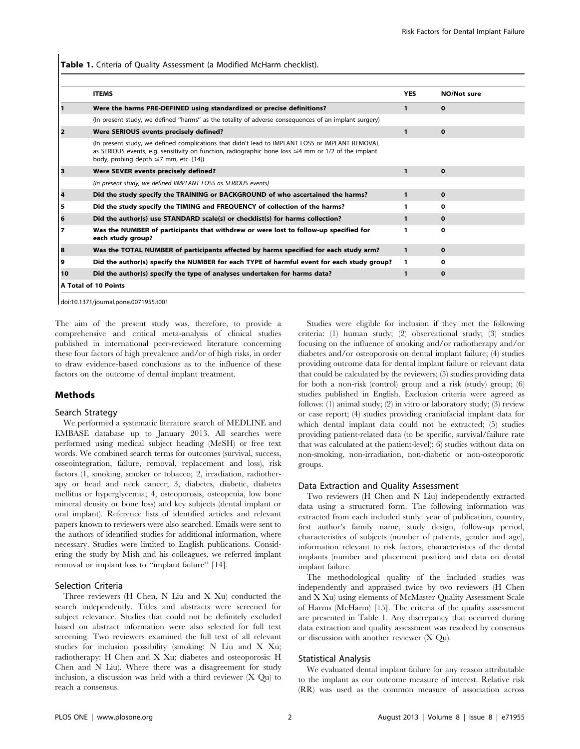**Table 1.** Criteria of Quality Assessment (a Modified McHarm checklist).

| | ITEMS | YES | NO/Not sure |
|---|---|---|---|
| 1 | **Were the harms PRE-DEFINED using standardized or precise definitions?** | 1 | 0 |
| | (In present study, we defined "harms" as the totality of adverse consequences of an implant surgery) | | |
| 2 | **Were SERIOUS events precisely defined?** | 1 | 0 |
| | (In present study, we defined complications that didn't lead to IMPLANT LOSS or IMPLANT REMOVAL as SERIOUS events, e.g. sensitivity on function, radiographic bone loss ≤4 mm or 1/2 of the implant body, probing depth ≤7 mm, etc. [14]) | | |
| 3 | **Were SEVER events precisely defined?** | 1 | 0 |
| | *(In present study, we defined IIMPLANT LOSS as SERIOUS events)* | | |
| 4 | **Did the study specify the TRAINING or BACKGROUND of who ascertained the harms?** | 1 | 0 |
| 5 | **Did the study specify the TIMING and FREQUENCY of collection of the harms?** | 1 | 0 |
| 6 | **Did the author(s) use STANDARD scale(s) or checklist(s) for harms collection?** | 1 | 0 |
| 7 | **Was the NUMBER of participants that withdrew or were lost to follow-up specified for each study group?** | 1 | 0 |
| 8 | **Was the TOTAL NUMBER of participants affected by harms specified for each study arm?** | 1 | 0 |
| 9 | **Did the author(s) specify the NUMBER for each TYPE of harmful event for each study group?** | 1 | 0 |
| 10 | **Did the author(s) specify the type of analyses undertaken for harms data?** | 1 | 0 |
| **A Total of 10 Points** | | | |

doi:10.1371/journal.pone.0071955.t001

The aim of the present study was, therefore, to provide a comprehensive and critical meta-analysis of clinical studies published in international peer-reviewed literature concerning these four factors of high prevalence and/or of high risks, in order to draw evidence-based conclusions as to the influence of these factors on the outcome of dental implant treatment.

## Methods

### Search Strategy

We performed a systematic literature search of MEDLINE and EMBASE database up to January 2013. All searches were performed using medical subject heading (MeSH) or free text words. We combined search terms for outcomes (survival, success, osseointegration, failure, removal, replacement and loss), risk factors (1, smoking, smoker or tobacco; 2, irradiation, radiotherapy or head and neck cancer; 3, diabetes, diabetic, diabetes mellitus or hyperglycemia; 4, osteoporosis, osteopenia, low bone mineral density or bone loss) and key subjects (dental implant or oral implant). Reference lists of identified articles and relevant papers known to reviewers were also searched. Emails were sent to the authors of identified studies for additional information, where necessary. Studies were limited to English publications. Considering the study by Mish and his colleagues, we referred implant removal or implant loss to "implant failure" [14].

### Selection Criteria

Three reviewers (H Chen, N Liu and X Xu) conducted the search independently. Titles and abstracts were screened for subject relevance. Studies that could not be definitely excluded based on abstract information were also selected for full text screening. Two reviewers examined the full text of all relevant studies for inclusion possibility (smoking: N Liu and X Xu; radiotherapy: H Chen and X Xu; diabetes and osteoporosis: H Chen and N Liu). Where there was a disagreement for study inclusion, a discussion was held with a third reviewer (X Qu) to reach a consensus.

Studies were eligible for inclusion if they met the following criteria: (1) human study; (2) observational study; (3) studies focusing on the influence of smoking and/or radiotherapy and/or diabetes and/or osteoporosis on dental implant failure; (4) studies providing outcome data for dental implant failure or relevant data that could be calculated by the reviewers; (5) studies providing data for both a non-risk (control) group and a risk (study) group; (6) studies published in English. Exclusion criteria were agreed as follows: (1) animal study; (2) in vitro or laboratory study; (3) review or case report; (4) studies providing craniofacial implant data for which dental implant data could not be extracted; (5) studies providing patient-related data (to be specific, survival/failure rate that was calculated at the patient-level); 6) studies without data on non-smoking, non-irradiation, non-diabetic or non-osteoporotic groups.

### Data Extraction and Quality Assessment

Two reviewers (H Chen and N Liu) independently extracted data using a structured form. The following information was extracted from each included study: year of publication, country, first author's family name, study design, follow-up period, characteristics of subjects (number of patients, gender and age), information relevant to risk factors, characteristics of the dental implants (number and placement position) and data on dental implant failure.

The methodological quality of the included studies was independently and appraised twice by two reviewers (H Chen and X Xu) using elements of McMaster Quality Assessment Scale of Harms (McHarm) [15]. The criteria of the quality assessment are presented in Table 1. Any discrepancy that occurred during data extraction and quality assessment was resolved by consensus or discussion with another reviewer (X Qu).

### Statistical Analysis

We evaluated dental implant failure for any reason attributable to the implant as our outcome measure of interest. Relative risk (RR) was used as the common measure of association across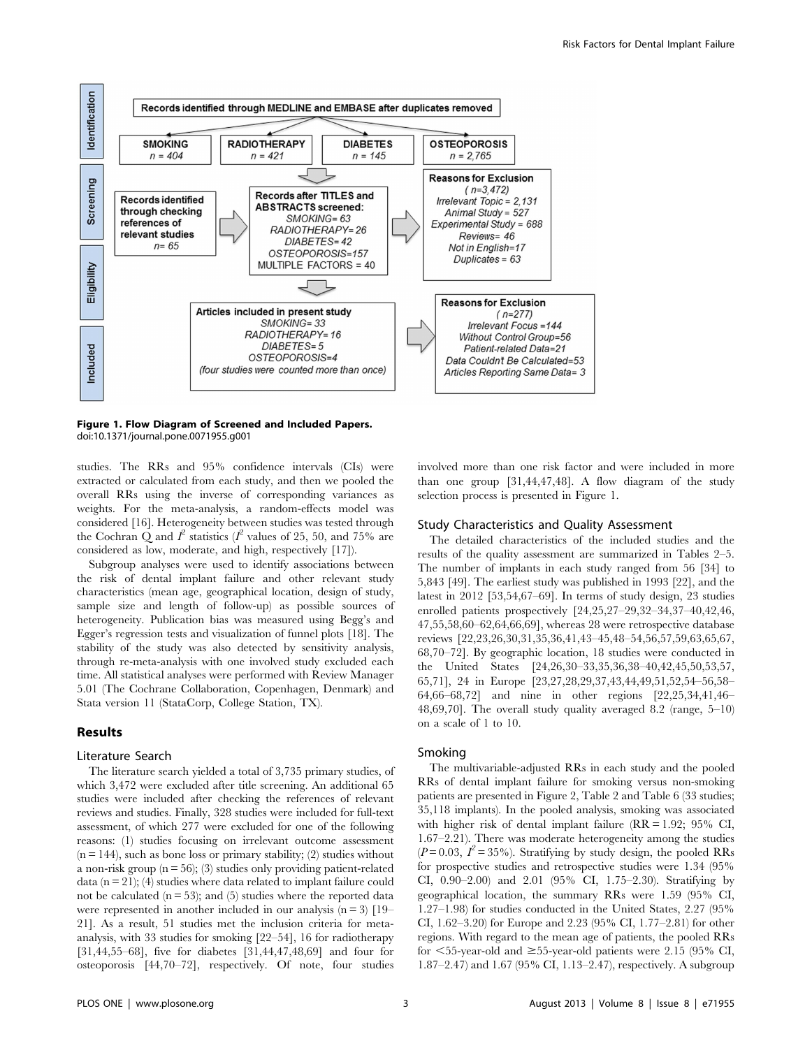**Figure 1. Flow Diagram of Screened and Included Papers.**
doi:10.1371/journal.pone.0071955.g001

studies. The RRs and 95% confidence intervals (CIs) were extracted or calculated from each study, and then we pooled the overall RRs using the inverse of corresponding variances as weights. For the meta-analysis, a random-effects model was considered [16]. Heterogeneity between studies was tested through the Cochran Q and $I^2$ statistics ($I^2$ values of 25, 50, and 75% are considered as low, moderate, and high, respectively [17]).

Subgroup analyses were used to identify associations between the risk of dental implant failure and other relevant study characteristics (mean age, geographical location, design of study, sample size and length of follow-up) as possible sources of heterogeneity. Publication bias was measured using Begg's and Egger's regression tests and visualization of funnel plots [18]. The stability of the study was also detected by sensitivity analysis, through re-meta-analysis with one involved study excluded each time. All statistical analyses were performed with Review Manager 5.01 (The Cochrane Collaboration, Copenhagen, Denmark) and Stata version 11 (StataCorp, College Station, TX).

## Results

### Literature Search

The literature search yielded a total of 3,735 primary studies, of which 3,472 were excluded after title screening. An additional 65 studies were included after checking the references of relevant reviews and studies. Finally, 328 studies were included for full-text assessment, of which 277 were excluded for one of the following reasons: (1) studies focusing on irrelevant outcome assessment (n = 144), such as bone loss or primary stability; (2) studies without a non-risk group (n = 56); (3) studies only providing patient-related data (n = 21); (4) studies where data related to implant failure could not be calculated (n = 53); and (5) studies where the reported data were represented in another included in our analysis (n = 3) [19–21]. As a result, 51 studies met the inclusion criteria for meta-analysis, with 33 studies for smoking [22–54], 16 for radiotherapy [31,44,55–68], five for diabetes [31,44,47,48,69] and four for osteoporosis [44,70–72], respectively. Of note, four studies involved more than one risk factor and were included in more than one group [31,44,47,48]. A flow diagram of the study selection process is presented in Figure 1.

### Study Characteristics and Quality Assessment

The detailed characteristics of the included studies and the results of the quality assessment are summarized in Tables 2–5. The number of implants in each study ranged from 56 [34] to 5,843 [49]. The earliest study was published in 1993 [22], and the latest in 2012 [53,54,67–69]. In terms of study design, 23 studies enrolled patients prospectively [24,25,27–29,32–34,37–40,42,46,47,55,58,60–62,64,66,69], whereas 28 were retrospective database reviews [22,23,26,30,31,35,36,41,43–45,48–54,56,57,59,63,65,67,68,70–72]. By geographic location, 18 studies were conducted in the United States [24,26,30–33,35,36,38–40,42,45,50,53,57,65,71], 24 in Europe [23,27,28,29,37,43,44,49,51,52,54–56,58–64,66–68,72] and nine in other regions [22,25,34,41,46–48,69,70]. The overall study quality averaged 8.2 (range, 5–10) on a scale of 1 to 10.

### Smoking

The multivariable-adjusted RRs in each study and the pooled RRs of dental implant failure for smoking versus non-smoking patients are presented in Figure 2, Table 2 and Table 6 (33 studies; 35,118 implants). In the pooled analysis, smoking was associated with higher risk of dental implant failure (RR = 1.92; 95% CI, 1.67–2.21). There was moderate heterogeneity among the studies ($P = 0.03$, $I^2 = 35\%$). Stratifying by study design, the pooled RRs for prospective studies and retrospective studies were 1.34 (95% CI, 0.90–2.00) and 2.01 (95% CI, 1.75–2.30). Stratifying by geographical location, the summary RRs were 1.59 (95% CI, 1.27–1.98) for studies conducted in the United States, 2.27 (95% CI, 1.62–3.20) for Europe and 2.23 (95% CI, 1.77–2.81) for other regions. With regard to the mean age of patients, the pooled RRs for <55-year-old and ≥55-year-old patients were 2.15 (95% CI, 1.87–2.47) and 1.67 (95% CI, 1.13–2.47), respectively. A subgroup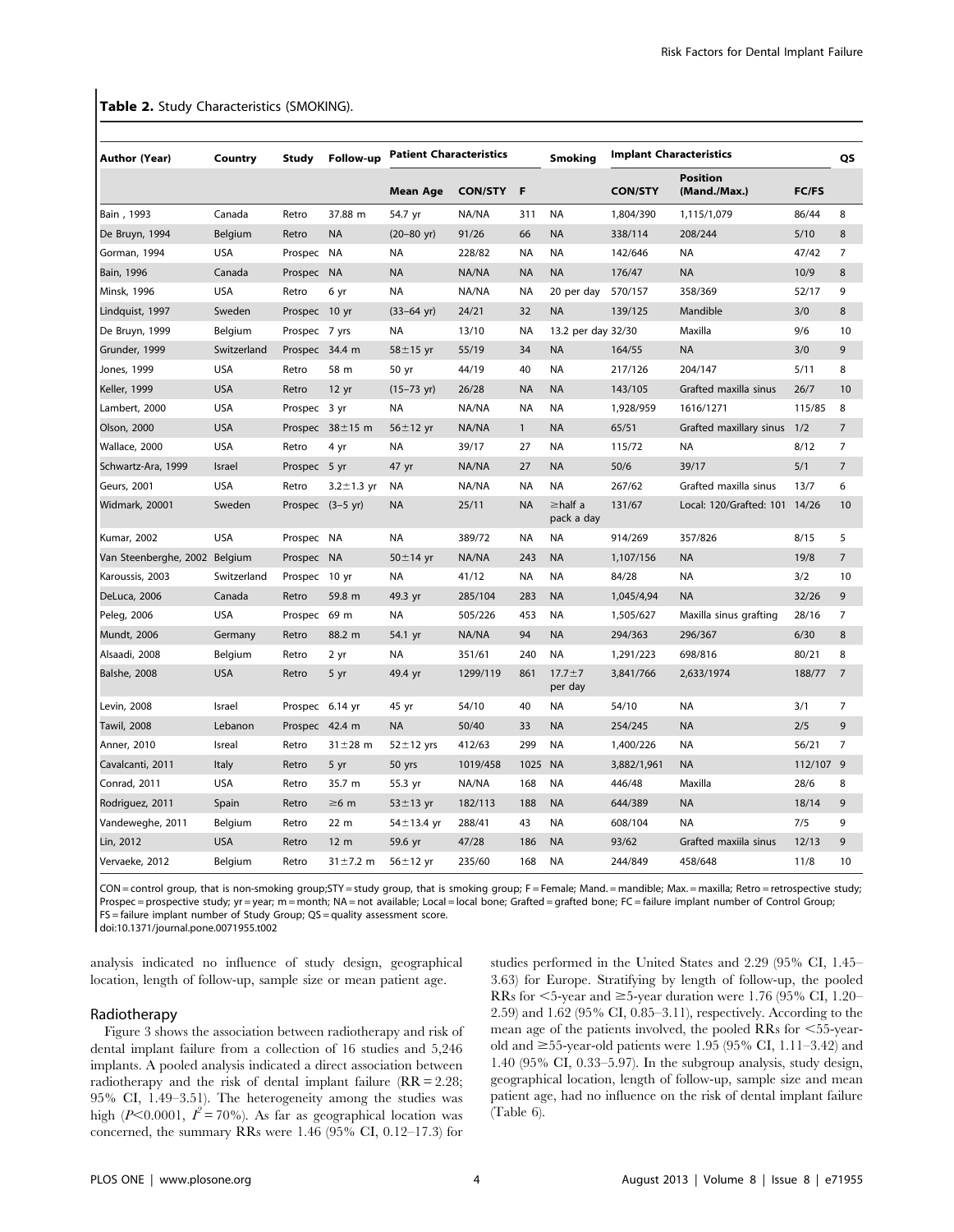**Table 2.** Study Characteristics (SMOKING).

| Author (Year) | Country | Study | Follow-up | Patient Characteristics | | | Smoking | Implant Characteristics | | | QS |
|---|---|---|---|---|---|---|---|---|---|---|---|
| | | | | Mean Age | CON/STY | F | | CON/STY | Position (Mand./Max.) | FC/FS | |
| Bain , 1993 | Canada | Retro | 37.88 m | 54.7 yr | NA/NA | 311 | NA | 1,804/390 | 1,115/1,079 | 86/44 | 8 |
| De Bruyn, 1994 | Belgium | Retro | NA | (20–80 yr) | 91/26 | 66 | NA | 338/114 | 208/244 | 5/10 | 8 |
| Gorman, 1994 | USA | Prospec | NA | NA | 228/82 | NA | NA | 142/646 | NA | 47/42 | 7 |
| Bain, 1996 | Canada | Prospec | NA | NA | NA/NA | NA | NA | 176/47 | NA | 10/9 | 8 |
| Minsk, 1996 | USA | Retro | 6 yr | NA | NA/NA | NA | 20 per day | 570/157 | 358/369 | 52/17 | 9 |
| Lindquist, 1997 | Sweden | Prospec | 10 yr | (33–64 yr) | 24/21 | 32 | NA | 139/125 | Mandible | 3/0 | 8 |
| De Bruyn, 1999 | Belgium | Prospec | 7 yrs | NA | 13/10 | NA | 13.2 per day | 32/30 | Maxilla | 9/6 | 10 |
| Grunder, 1999 | Switzerland | Prospec | 34.4 m | 58±15 yr | 55/19 | 34 | NA | 164/55 | NA | 3/0 | 9 |
| Jones, 1999 | USA | Retro | 58 m | 50 yr | 44/19 | 40 | NA | 217/126 | 204/147 | 5/11 | 8 |
| Keller, 1999 | USA | Retro | 12 yr | (15–73 yr) | 26/28 | NA | NA | 143/105 | Grafted maxilla sinus | 26/7 | 10 |
| Lambert, 2000 | USA | Prospec | 3 yr | NA | NA/NA | NA | NA | 1,928/959 | 1616/1271 | 115/85 | 8 |
| Olson, 2000 | USA | Prospec | 38±15 m | 56±12 yr | NA/NA | 1 | NA | 65/51 | Grafted maxillary sinus | 1/2 | 7 |
| Wallace, 2000 | USA | Retro | 4 yr | NA | 39/17 | 27 | NA | 115/72 | NA | 8/12 | 7 |
| Schwartz-Ara, 1999 | Israel | Prospec | 5 yr | 47 yr | NA/NA | 27 | NA | 50/6 | 39/17 | 5/1 | 7 |
| Geurs, 2001 | USA | Retro | 3.2±1.3 yr | NA | NA/NA | NA | NA | 267/62 | Grafted maxilla sinus | 13/7 | 6 |
| Widmark, 20001 | Sweden | Prospec | (3–5 yr) | NA | 25/11 | NA | ≥half a pack a day | 131/67 | Local: 120/Grafted: 101 | 14/26 | 10 |
| Kumar, 2002 | USA | Prospec | NA | NA | 389/72 | NA | NA | 914/269 | 357/826 | 8/15 | 5 |
| Van Steenberghe, 2002 | Belgium | Prospec | NA | 50±14 yr | NA/NA | 243 | NA | 1,107/156 | NA | 19/8 | 7 |
| Karoussis, 2003 | Switzerland | Prospec | 10 yr | NA | 41/12 | NA | NA | 84/28 | NA | 3/2 | 10 |
| DeLuca, 2006 | Canada | Retro | 59.8 m | 49.3 yr | 285/104 | 283 | NA | 1,045/4,94 | NA | 32/26 | 9 |
| Peleg, 2006 | USA | Prospec | 69 m | NA | 505/226 | 453 | NA | 1,505/627 | Maxilla sinus grafting | 28/16 | 7 |
| Mundt, 2006 | Germany | Retro | 88.2 m | 54.1 yr | NA/NA | 94 | NA | 294/363 | 296/367 | 6/30 | 8 |
| Alsaadi, 2008 | Belgium | Retro | 2 yr | NA | 351/61 | 240 | NA | 1,291/223 | 698/816 | 80/21 | 8 |
| Balshe, 2008 | USA | Retro | 5 yr | 49.4 yr | 1299/119 | 861 | 17.7±7 per day | 3,841/766 | 2,633/1974 | 188/77 | 7 |
| Levin, 2008 | Israel | Prospec | 6.14 yr | 45 yr | 54/10 | 40 | NA | 54/10 | NA | 3/1 | 7 |
| Tawil, 2008 | Lebanon | Prospec | 42.4 m | NA | 50/40 | 33 | NA | 254/245 | NA | 2/5 | 9 |
| Anner, 2010 | Isreal | Retro | 31±28 m | 52±12 yrs | 412/63 | 299 | NA | 1,400/226 | NA | 56/21 | 7 |
| Cavalcanti, 2011 | Italy | Retro | 5 yr | 50 yrs | 1019/458 | 1025 | NA | 3,882/1,961 | NA | 112/107 | 9 |
| Conrad, 2011 | USA | Retro | 35.7 m | 55.3 yr | NA/NA | 168 | NA | 446/48 | Maxilla | 28/6 | 8 |
| Rodriguez, 2011 | Spain | Retro | ≥6 m | 53±13 yr | 182/113 | 188 | NA | 644/389 | NA | 18/14 | 9 |
| Vandeweghe, 2011 | Belgium | Retro | 22 m | 54±13.4 yr | 288/41 | 43 | NA | 608/104 | NA | 7/5 | 9 |
| Lin, 2012 | USA | Retro | 12 m | 59.6 yr | 47/28 | 186 | NA | 93/62 | Grafted maxiila sinus | 12/13 | 9 |
| Vervaeke, 2012 | Belgium | Retro | 31±7.2 m | 56±12 yr | 235/60 | 168 | NA | 244/849 | 458/648 | 11/8 | 10 |

CON = control group, that is non-smoking group;STY = study group, that is smoking group; F = Female; Mand. = mandible; Max. = maxilla; Retro = retrospective study; Prospec = prospective study; yr = year; m = month; NA = not available; Local = local bone; Grafted = grafted bone; FC = failure implant number of Control Group; FS = failure implant number of Study Group; QS = quality assessment score.
doi:10.1371/journal.pone.0071955.t002

analysis indicated no influence of study design, geographical location, length of follow-up, sample size or mean patient age.

## Radiotherapy

Figure 3 shows the association between radiotherapy and risk of dental implant failure from a collection of 16 studies and 5,246 implants. A pooled analysis indicated a direct association between radiotherapy and the risk of dental implant failure (RR = 2.28; 95% CI, 1.49–3.51). The heterogeneity among the studies was high ($P<0.0001$, $I^2 = 70\%$). As far as geographical location was concerned, the summary RRs were 1.46 (95% CI, 0.12–17.3) for studies performed in the United States and 2.29 (95% CI, 1.45–3.63) for Europe. Stratifying by length of follow-up, the pooled RRs for <5-year and ≥5-year duration were 1.76 (95% CI, 1.20–2.59) and 1.62 (95% CI, 0.85–3.11), respectively. According to the mean age of the patients involved, the pooled RRs for <55-year-old and ≥55-year-old patients were 1.95 (95% CI, 1.11–3.42) and 1.40 (95% CI, 0.33–5.97). In the subgroup analysis, study design, geographical location, length of follow-up, sample size and mean patient age, had no influence on the risk of dental implant failure (Table 6).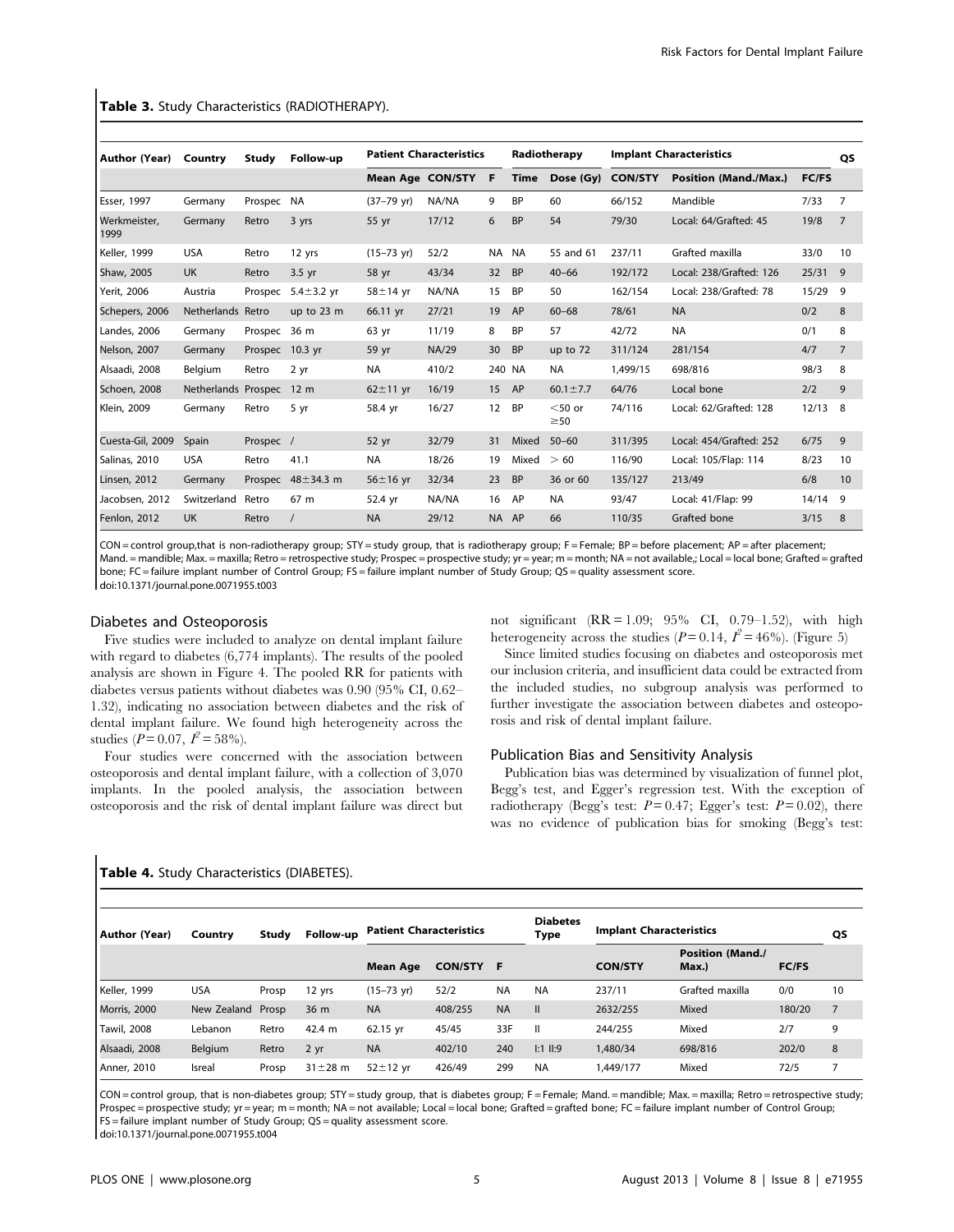**Table 3.** Study Characteristics (RADIOTHERAPY).

| Author (Year) | Country | Study | Follow-up | Patient Characteristics | | | Radiotherapy | | Implant Characteristics | | | QS |
|---|---|---|---|---|---|---|---|---|---|---|---|---|
| | | | | Mean Age | CON/STY | F | Time | Dose (Gy) | CON/STY | Position (Mand./Max.) | FC/FS | |
| Esser, 1997 | Germany | Prospec | NA | (37–79 yr) | NA/NA | 9 | BP | 60 | 66/152 | Mandible | 7/33 | 7 |
| Werkmeister, 1999 | Germany | Retro | 3 yrs | 55 yr | 17/12 | 6 | BP | 54 | 79/30 | Local: 64/Grafted: 45 | 19/8 | 7 |
| Keller, 1999 | USA | Retro | 12 yrs | (15–73 yr) | 52/2 | NA | NA | 55 and 61 | 237/11 | Grafted maxilla | 33/0 | 10 |
| Shaw, 2005 | UK | Retro | 3.5 yr | 58 yr | 43/34 | 32 | BP | 40–66 | 192/172 | Local: 238/Grafted: 126 | 25/31 | 9 |
| Yerit, 2006 | Austria | Prospec | 5.4±3.2 yr | 58±14 yr | NA/NA | 15 | BP | 50 | 162/154 | Local: 238/Grafted: 78 | 15/29 | 9 |
| Schepers, 2006 | Netherlands | Retro | up to 23 m | 66.11 yr | 27/21 | 19 | AP | 60–68 | 78/61 | NA | 0/2 | 8 |
| Landes, 2006 | Germany | Prospec | 36 m | 63 yr | 11/19 | 8 | BP | 57 | 42/72 | NA | 0/1 | 8 |
| Nelson, 2007 | Germany | Prospec | 10.3 yr | 59 yr | NA/29 | 30 | BP | up to 72 | 311/124 | 281/154 | 4/7 | 7 |
| Alsaadi, 2008 | Belgium | Retro | 2 yr | NA | 410/2 | 240 | NA | NA | 1,499/15 | 698/816 | 98/3 | 8 |
| Schoen, 2008 | Netherlands | Prospec | 12 m | 62±11 yr | 16/19 | 15 | AP | 60.1±7.7 | 64/76 | Local bone | 2/2 | 9 |
| Klein, 2009 | Germany | Retro | 5 yr | 58.4 yr | 16/27 | 12 | BP | <50 or ≥50 | 74/116 | Local: 62/Grafted: 128 | 12/13 | 8 |
| Cuesta-Gil, 2009 | Spain | Prospec | / | 52 yr | 32/79 | 31 | Mixed | 50–60 | 311/395 | Local: 454/Grafted: 252 | 6/75 | 9 |
| Salinas, 2010 | USA | Retro | 41.1 | NA | 18/26 | 19 | Mixed | > 60 | 116/90 | Local: 105/Flap: 114 | 8/23 | 10 |
| Linsen, 2012 | Germany | Prospec | 48±34.3 m | 56±16 yr | 32/34 | 23 | BP | 36 or 60 | 135/127 | 213/49 | 6/8 | 10 |
| Jacobsen, 2012 | Switzerland | Retro | 67 m | 52.4 yr | NA/NA | 16 | AP | NA | 93/47 | Local: 41/Flap: 99 | 14/14 | 9 |
| Fenlon, 2012 | UK | Retro | / | NA | 29/12 | NA | AP | 66 | 110/35 | Grafted bone | 3/15 | 8 |

CON = control group,that is non-radiotherapy group; STY = study group, that is radiotherapy group; F = Female; BP = before placement; AP = after placement; Mand. = mandible; Max. = maxilla; Retro = retrospective study; Prospec = prospective study; yr = year; m = month; NA = not available,; Local = local bone; Grafted = grafted bone; FC = failure implant number of Control Group; FS = failure implant number of Study Group; QS = quality assessment score.
doi:10.1371/journal.pone.0071955.t003

### Diabetes and Osteoporosis

Five studies were included to analyze on dental implant failure with regard to diabetes (6,774 implants). The results of the pooled analysis are shown in Figure 4. The pooled RR for patients with diabetes versus patients without diabetes was 0.90 (95% CI, 0.62–1.32), indicating no association between diabetes and the risk of dental implant failure. We found high heterogeneity across the studies ($P = 0.07$, $I^2 = 58\%$).

Four studies were concerned with the association between osteoporosis and dental implant failure, with a collection of 3,070 implants. In the pooled analysis, the association between osteoporosis and the risk of dental implant failure was direct but not significant (RR = 1.09; 95% CI, 0.79–1.52), with high heterogeneity across the studies ($P = 0.14$, $I^2 = 46\%$). (Figure 5)

Since limited studies focusing on diabetes and osteoporosis met our inclusion criteria, and insufficient data could be extracted from the included studies, no subgroup analysis was performed to further investigate the association between diabetes and osteoporosis and risk of dental implant failure.

### Publication Bias and Sensitivity Analysis

Publication bias was determined by visualization of funnel plot, Begg's test, and Egger's regression test. With the exception of radiotherapy (Begg's test: $P = 0.47$; Egger's test: $P = 0.02$), there was no evidence of publication bias for smoking (Begg's test:

**Table 4.** Study Characteristics (DIABETES).

| Author (Year) | Country | Study | Follow-up | Patient Characteristics | | | Diabetes Type | Implant Characteristics | | | QS |
|---|---|---|---|---|---|---|---|---|---|---|---|
| | | | | Mean Age | CON/STY | F | | CON/STY | Position (Mand./ Max.) | FC/FS | |
| Keller, 1999 | USA | Prosp | 12 yrs | (15–73 yr) | 52/2 | NA | NA | 237/11 | Grafted maxilla | 0/0 | 10 |
| Morris, 2000 | New Zealand | Prosp | 36 m | NA | 408/255 | NA | II | 2632/255 | Mixed | 180/20 | 7 |
| Tawil, 2008 | Lebanon | Retro | 42.4 m | 62.15 yr | 45/45 | 33F | II | 244/255 | Mixed | 2/7 | 9 |
| Alsaadi, 2008 | Belgium | Retro | 2 yr | NA | 402/10 | 240 | I:1 II:9 | 1,480/34 | 698/816 | 202/0 | 8 |
| Anner, 2010 | Isreal | Prosp | 31±28 m | 52±12 yr | 426/49 | 299 | NA | 1,449/177 | Mixed | 72/5 | 7 |

CON = control group, that is non-diabetes group; STY = study group, that is diabetes group; F = Female; Mand. = mandible; Max. = maxilla; Retro = retrospective study; Prospec = prospective study; yr = year; m = month; NA = not available; Local = local bone; Grafted = grafted bone; FC = failure implant number of Control Group; FS = failure implant number of Study Group; QS = quality assessment score.
doi:10.1371/journal.pone.0071955.t004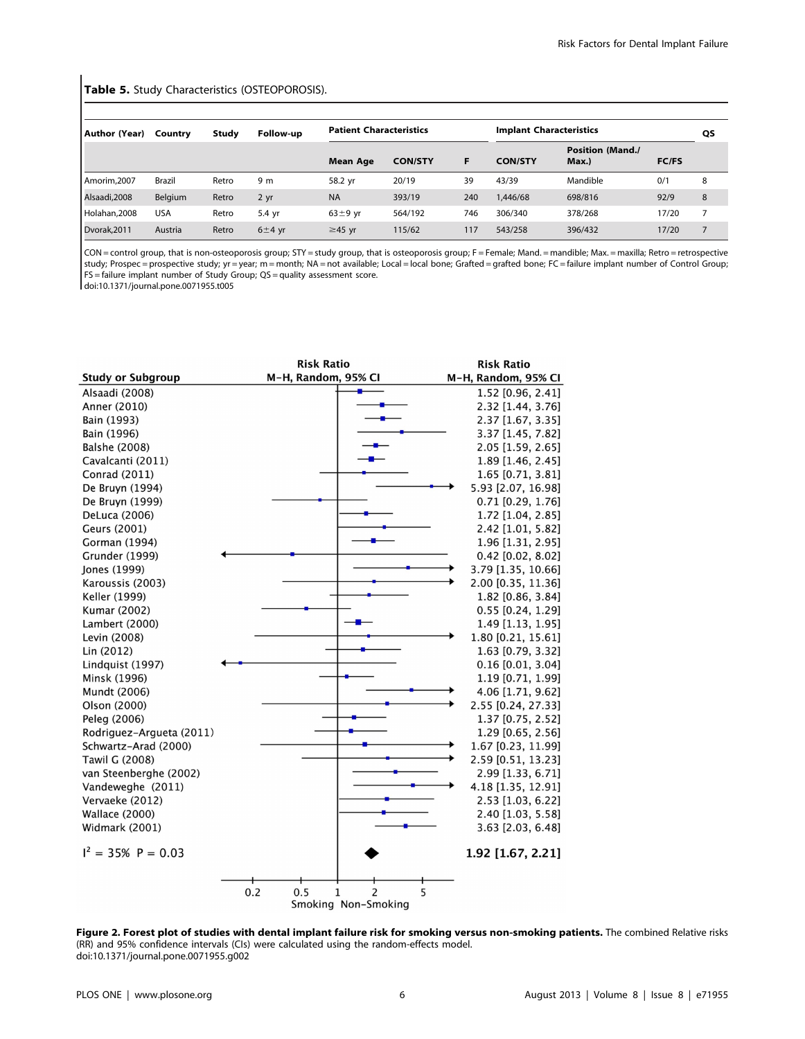**Table 5.** Study Characteristics (OSTEOPOROSIS).

| Author (Year) | Country | Study | Follow-up | Patient Characteristics | | | Implant Characteristics | | | QS |
|---|---|---|---|---|---|---|---|---|---|---|
| | | | | Mean Age | CON/STY | F | CON/STY | Position (Mand./ Max.) | FC/FS | |
| Amorim,2007 | Brazil | Retro | 9 m | 58.2 yr | 20/19 | 39 | 43/39 | Mandible | 0/1 | 8 |
| Alsaadi,2008 | Belgium | Retro | 2 yr | NA | 393/19 | 240 | 1,446/68 | 698/816 | 92/9 | 8 |
| Holahan,2008 | USA | Retro | 5.4 yr | 63±9 yr | 564/192 | 746 | 306/340 | 378/268 | 17/20 | 7 |
| Dvorak,2011 | Austria | Retro | 6±4 yr | ≥45 yr | 115/62 | 117 | 543/258 | 396/432 | 17/20 | 7 |

CON = control group, that is non-osteoporosis group; STY = study group, that is osteoporosis group; F = Female; Mand. = mandible; Max. = maxilla; Retro = retrospective study; Prospec = prospective study; yr = year; m = month; NA = not available; Local = local bone; Grafted = grafted bone; FC = failure implant number of Control Group; FS = failure implant number of Study Group; QS = quality assessment score.
doi:10.1371/journal.pone.0071955.t005

| Study or Subgroup | Risk Ratio M-H, Random, 95% CI |
|---|---|
| Alsaadi (2008) | 1.52 [0.96, 2.41] |
| Anner (2010) | 2.32 [1.44, 3.76] |
| Bain (1993) | 2.37 [1.67, 3.35] |
| Bain (1996) | 3.37 [1.45, 7.82] |
| Balshe (2008) | 2.05 [1.59, 2.65] |
| Cavalcanti (2011) | 1.89 [1.46, 2.45] |
| Conrad (2011) | 1.65 [0.71, 3.81] |
| De Bruyn (1994) | 5.93 [2.07, 16.98] |
| De Bruyn (1999) | 0.71 [0.29, 1.76] |
| DeLuca (2006) | 1.72 [1.04, 2.85] |
| Geurs (2001) | 2.42 [1.01, 5.82] |
| Gorman (1994) | 1.96 [1.31, 2.95] |
| Grunder (1999) | 0.42 [0.02, 8.02] |
| Jones (1999) | 3.79 [1.35, 10.66] |
| Karoussis (2003) | 2.00 [0.35, 11.36] |
| Keller (1999) | 1.82 [0.86, 3.84] |
| Kumar (2002) | 0.55 [0.24, 1.29] |
| Lambert (2000) | 1.49 [1.13, 1.95] |
| Levin (2008) | 1.80 [0.21, 15.61] |
| Lin (2012) | 1.63 [0.79, 3.32] |
| Lindquist (1997) | 0.16 [0.01, 3.04] |
| Minsk (1996) | 1.19 [0.71, 1.99] |
| Mundt (2006) | 4.06 [1.71, 9.62] |
| Olson (2000) | 2.55 [0.24, 27.33] |
| Peleg (2006) | 1.37 [0.75, 2.52] |
| Rodriguez-Argueta (2011) | 1.29 [0.65, 2.56] |
| Schwartz-Arad (2000) | 1.67 [0.23, 11.99] |
| Tawil G (2008) | 2.59 [0.51, 13.23] |
| van Steenberghe (2002) | 2.99 [1.33, 6.71] |
| Vandeweghe (2011) | 4.18 [1.35, 12.91] |
| Vervaeke (2012) | 2.53 [1.03, 6.22] |
| Wallace (2000) | 2.40 [1.03, 5.58] |
| Widmark (2001) | 3.63 [2.03, 6.48] |
| $I^2 = 35\%$ P = 0.03 | **1.92 [1.67, 2.21]** |

Axis: 0.2, 0.5, 1, 2, 5 — Smoking / Non-Smoking

**Figure 2. Forest plot of studies with dental implant failure risk for smoking versus non-smoking patients.** The combined Relative risks (RR) and 95% confidence intervals (CIs) were calculated using the random-effects model.
doi:10.1371/journal.pone.0071955.g002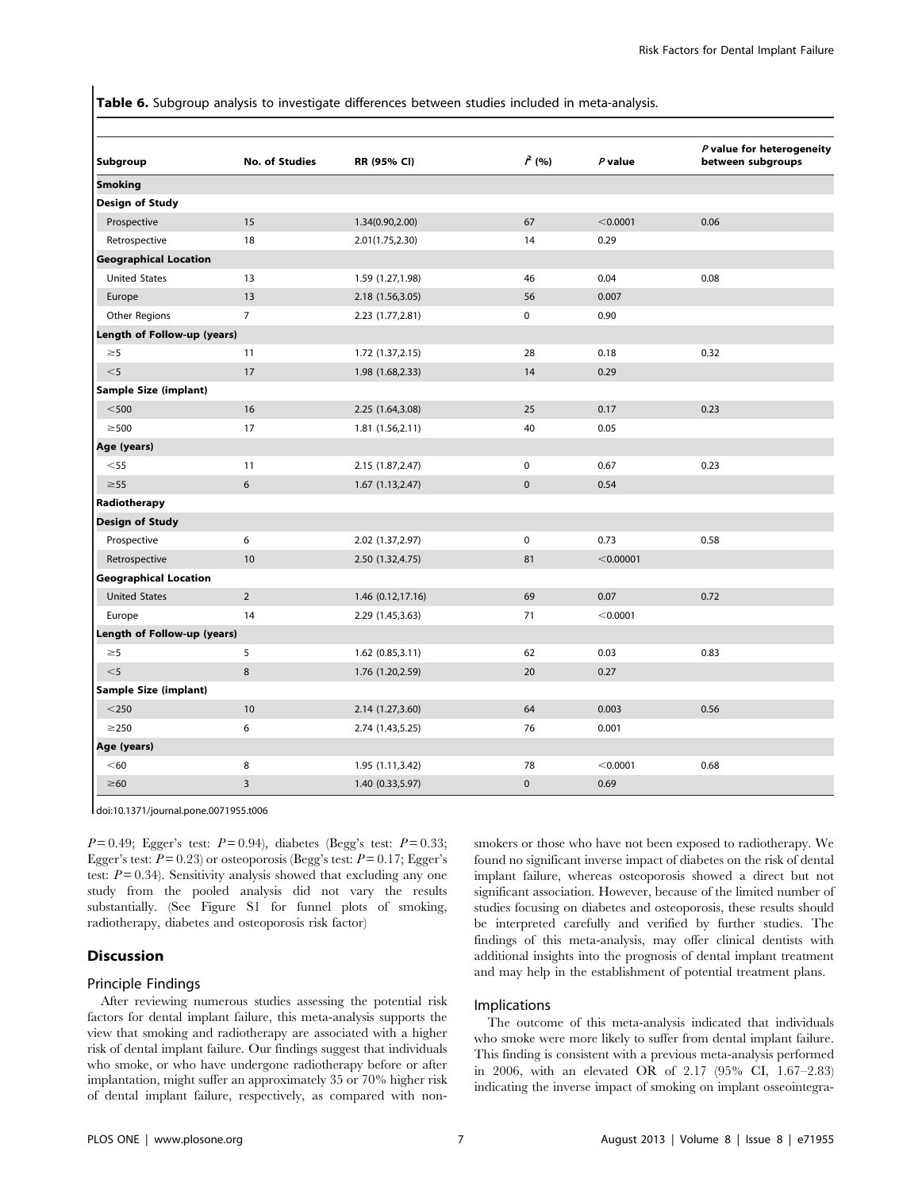**Table 6.** Subgroup analysis to investigate differences between studies included in meta-analysis.

| Subgroup | No. of Studies | RR (95% CI) | $I^2$ (%) | *P* value | *P* value for heterogeneity between subgroups |
|---|---|---|---|---|---|
| **Smoking** | | | | | |
| **Design of Study** | | | | | |
| Prospective | 15 | 1.34(0.90,2.00) | 67 | <0.0001 | 0.06 |
| Retrospective | 18 | 2.01(1.75,2.30) | 14 | 0.29 | |
| **Geographical Location** | | | | | |
| United States | 13 | 1.59 (1.27,1.98) | 46 | 0.04 | 0.08 |
| Europe | 13 | 2.18 (1.56,3.05) | 56 | 0.007 | |
| Other Regions | 7 | 2.23 (1.77,2.81) | 0 | 0.90 | |
| **Length of Follow-up (years)** | | | | | |
| ≥5 | 11 | 1.72 (1.37,2.15) | 28 | 0.18 | 0.32 |
| <5 | 17 | 1.98 (1.68,2.33) | 14 | 0.29 | |
| **Sample Size (implant)** | | | | | |
| <500 | 16 | 2.25 (1.64,3.08) | 25 | 0.17 | 0.23 |
| ≥500 | 17 | 1.81 (1.56,2.11) | 40 | 0.05 | |
| **Age (years)** | | | | | |
| <55 | 11 | 2.15 (1.87,2.47) | 0 | 0.67 | 0.23 |
| ≥55 | 6 | 1.67 (1.13,2.47) | 0 | 0.54 | |
| **Radiotherapy** | | | | | |
| **Design of Study** | | | | | |
| Prospective | 6 | 2.02 (1.37,2.97) | 0 | 0.73 | 0.58 |
| Retrospective | 10 | 2.50 (1.32,4.75) | 81 | <0.00001 | |
| **Geographical Location** | | | | | |
| United States | 2 | 1.46 (0.12,17.16) | 69 | 0.07 | 0.72 |
| Europe | 14 | 2.29 (1.45,3.63) | 71 | <0.0001 | |
| **Length of Follow-up (years)** | | | | | |
| ≥5 | 5 | 1.62 (0.85,3.11) | 62 | 0.03 | 0.83 |
| <5 | 8 | 1.76 (1.20,2.59) | 20 | 0.27 | |
| **Sample Size (implant)** | | | | | |
| <250 | 10 | 2.14 (1.27,3.60) | 64 | 0.003 | 0.56 |
| ≥250 | 6 | 2.74 (1.43,5.25) | 76 | 0.001 | |
| **Age (years)** | | | | | |
| <60 | 8 | 1.95 (1.11,3.42) | 78 | <0.0001 | 0.68 |
| ≥60 | 3 | 1.40 (0.33,5.97) | 0 | 0.69 | |

doi:10.1371/journal.pone.0071955.t006

$P = 0.49$; Egger's test: $P = 0.94$), diabetes (Begg's test: $P = 0.33$; Egger's test: $P = 0.23$) or osteoporosis (Begg's test: $P = 0.17$; Egger's test: $P = 0.34$). Sensitivity analysis showed that excluding any one study from the pooled analysis did not vary the results substantially. (See Figure S1 for funnel plots of smoking, radiotherapy, diabetes and osteoporosis risk factor)

## Discussion

### Principle Findings

After reviewing numerous studies assessing the potential risk factors for dental implant failure, this meta-analysis supports the view that smoking and radiotherapy are associated with a higher risk of dental implant failure. Our findings suggest that individuals who smoke, or who have undergone radiotherapy before or after implantation, might suffer an approximately 35 or 70% higher risk of dental implant failure, respectively, as compared with non-smokers or those who have not been exposed to radiotherapy. We found no significant inverse impact of diabetes on the risk of dental implant failure, whereas osteoporosis showed a direct but not significant association. However, because of the limited number of studies focusing on diabetes and osteoporosis, these results should be interpreted carefully and verified by further studies. The findings of this meta-analysis, may offer clinical dentists with additional insights into the prognosis of dental implant treatment and may help in the establishment of potential treatment plans.

### Implications

The outcome of this meta-analysis indicated that individuals who smoke were more likely to suffer from dental implant failure. This finding is consistent with a previous meta-analysis performed in 2006, with an elevated OR of 2.17 (95% CI, 1.67–2.83) indicating the inverse impact of smoking on implant osseointegra-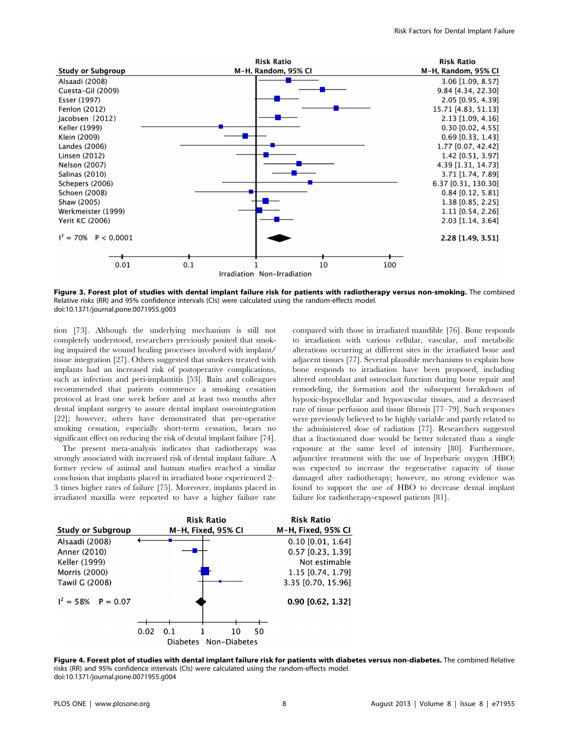| Study or Subgroup | Risk Ratio M-H, Random, 95% CI |
|---|---|
| Alsaadi (2008) | 3.06 [1.09, 8.57] |
| Cuesta-Gil (2009) | 9.84 [4.34, 22.30] |
| Esser (1997) | 2.05 [0.95, 4.39] |
| Fenlon (2012) | 15.71 [4.83, 51.13] |
| Jacobsen (2012) | 2.13 [1.09, 4.16] |
| Keller (1999) | 0.30 [0.02, 4.55] |
| Klein (2009) | 0.69 [0.33, 1.43] |
| Landes (2006) | 1.77 [0.07, 42.42] |
| Linsen (2012) | 1.42 [0.51, 3.97] |
| Nelson (2007) | 4.39 [1.31, 14.73] |
| Salinas (2010) | 3.71 [1.74, 7.89] |
| Schepers (2006) | 6.37 [0.31, 130.30] |
| Schoen (2008) | 0.84 [0.12, 5.81] |
| Shaw (2005) | 1.38 [0.85, 2.25] |
| Werkmeister (1999) | 1.11 [0.54, 2.26] |
| Yerit KC (2006) | 2.03 [1.14, 3.64] |
| $I^2$ = 70% P < 0.0001 | **2.28 [1.49, 3.51]** |

Axis: 0.01, 0.1, 1, 10, 100 — Irradiation / Non-Irradiation

**Figure 3. Forest plot of studies with dental implant failure risk for patients with radiotherapy versus non-smoking.** The combined Relative risks (RR) and 95% confidence intervals (CIs) were calculated using the random-effects model.
doi:10.1371/journal.pone.0071955.g003

tion [73]. Although the underlying mechanism is still not completely understood, researchers previously posited that smoking impaired the wound healing processes involved with implant/tissue integration [27]. Others suggested that smokers treated with implants had an increased risk of postoperative complications, such as infection and peri-implantitis [53]. Bain and colleagues recommended that patients commence a smoking cessation protocol at least one week before and at least two months after dental implant surgery to assure dental implant osseointegration [22]; however, others have demonstrated that pre-operative smoking cessation, especially short-term cessation, bears no significant effect on reducing the risk of dental implant failure [74].

The present meta-analysis indicates that radiotherapy was strongly associated with increased risk of dental implant failure. A former review of animal and human studies reached a similar conclusion that implants placed in irradiated bone experienced 2–3 times higher rates of failure [75]. Moreover, implants placed in irradiated maxilla were reported to have a higher failure rate compared with those in irradiated mandible [76]. Bone responds to irradiation with various cellular, vascular, and metabolic alterations occurring at different sites in the irradiated bone and adjacent tissues [77]. Several plausible mechanisms to explain how bone responds to irradiation have been proposed, including altered osteoblast and osteoclast function during bone repair and remodeling, the formation and the subsequent breakdown of hypoxic-hypocellular and hypovascular tissues, and a decreased rate of tissue perfusion and tissue fibrosis [77–79]. Such responses were previously believed to be highly variable and partly related to the administered dose of radiation [77]. Researchers suggested that a fractionated dose would be better tolerated than a single exposure at the same level of intensity [80]. Furthermore, adjunctive treatment with the use of hyperbaric oxygen (HBO) was expected to increase the regenerative capacity of tissue damaged after radiotherapy; however, no strong evidence was found to support the use of HBO to decrease dental implant failure for radiotherapy-exposed patients [81].

| Study or Subgroup | Risk Ratio M-H, Fixed, 95% CI |
|---|---|
| Alsaadi (2008) | 0.10 [0.01, 1.64] |
| Anner (2010) | 0.57 [0.23, 1.39] |
| Keller (1999) | Not estimable |
| Morris (2000) | 1.15 [0.74, 1.79] |
| Tawil G (2008) | 3.35 [0.70, 15.96] |
| $I^2$ = 58% P = 0.07 | **0.90 [0.62, 1.32]** |

Axis: 0.02, 0.1, 1, 10, 50 — Diabetes / Non-Diabetes

**Figure 4. Forest plot of studies with dental implant failure risk for patients with diabetes versus non-diabetes.** The combined Relative risks (RR) and 95% confidence intervals (CIs) were calculated using the random-effects model.
doi:10.1371/journal.pone.0071955.g004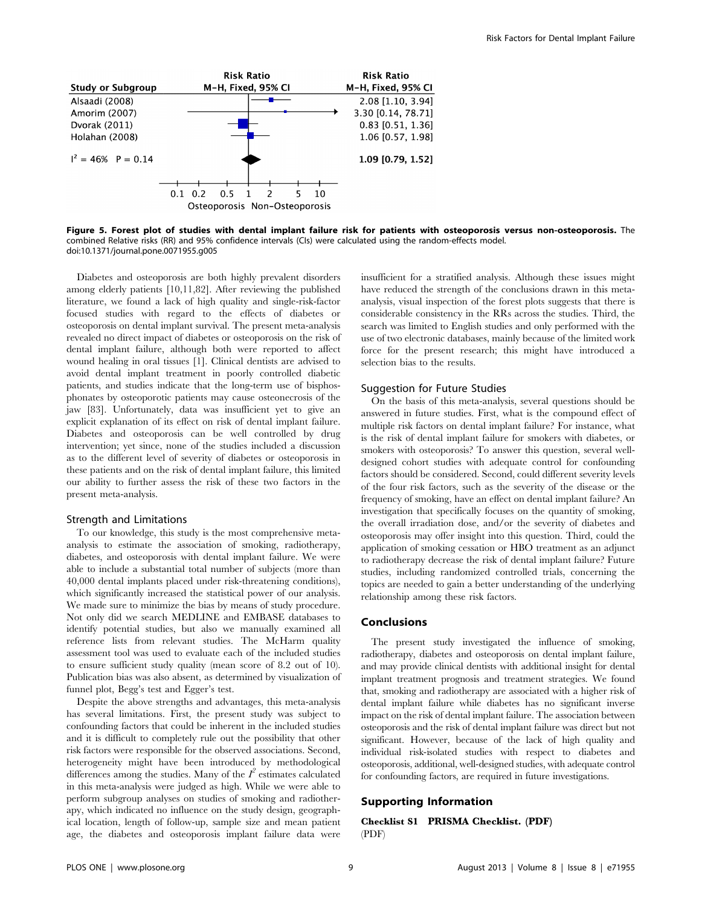Study or Subgroup
Risk Ratio M-H, Fixed, 95% CI
Risk Ratio M-H, Fixed, 95% CI

Alsaadi (2008) 2.08 [1.10, 3.94]
Amorim (2007) 3.30 [0.14, 78.71]
Dvorak (2011) 0.83 [0.51, 1.36]
Holahan (2008) 1.06 [0.57, 1.98]

$I^2$ = 46% P = 0.14 **1.09 [0.79, 1.52]**

0.1 0.2 0.5 1 2 5 10
Osteoporosis Non-Osteoporosis

**Figure 5. Forest plot of studies with dental implant failure risk for patients with osteoporosis versus non-osteoporosis.** The combined Relative risks (RR) and 95% confidence intervals (CIs) were calculated using the random-effects model.
doi:10.1371/journal.pone.0071955.g005

Diabetes and osteoporosis are both highly prevalent disorders among elderly patients [10,11,82]. After reviewing the published literature, we found a lack of high quality and single-risk-factor focused studies with regard to the effects of diabetes or osteoporosis on dental implant survival. The present meta-analysis revealed no direct impact of diabetes or osteoporosis on the risk of dental implant failure, although both were reported to affect wound healing in oral tissues [1]. Clinical dentists are advised to avoid dental implant treatment in poorly controlled diabetic patients, and studies indicate that the long-term use of bisphosphonates by osteoporotic patients may cause osteonecrosis of the jaw [83]. Unfortunately, data was insufficient yet to give an explicit explanation of its effect on risk of dental implant failure. Diabetes and osteoporosis can be well controlled by drug intervention; yet since, none of the studies included a discussion as to the different level of severity of diabetes or osteoporosis in these patients and on the risk of dental implant failure, this limited our ability to further assess the risk of these two factors in the present meta-analysis.

### Strength and Limitations

To our knowledge, this study is the most comprehensive meta-analysis to estimate the association of smoking, radiotherapy, diabetes, and osteoporosis with dental implant failure. We were able to include a substantial total number of subjects (more than 40,000 dental implants placed under risk-threatening conditions), which significantly increased the statistical power of our analysis. We made sure to minimize the bias by means of study procedure. Not only did we search MEDLINE and EMBASE databases to identify potential studies, but also we manually examined all reference lists from relevant studies. The McHarm quality assessment tool was used to evaluate each of the included studies to ensure sufficient study quality (mean score of 8.2 out of 10). Publication bias was also absent, as determined by visualization of funnel plot, Begg's test and Egger's test.

Despite the above strengths and advantages, this meta-analysis has several limitations. First, the present study was subject to confounding factors that could be inherent in the included studies and it is difficult to completely rule out the possibility that other risk factors were responsible for the observed associations. Second, heterogeneity might have been introduced by methodological differences among the studies. Many of the $I^2$ estimates calculated in this meta-analysis were judged as high. While we were able to perform subgroup analyses on studies of smoking and radiotherapy, which indicated no influence on the study design, geographical location, length of follow-up, sample size and mean patient age, the diabetes and osteoporosis implant failure data were insufficient for a stratified analysis. Although these issues might have reduced the strength of the conclusions drawn in this meta-analysis, visual inspection of the forest plots suggests that there is considerable consistency in the RRs across the studies. Third, the search was limited to English studies and only performed with the use of two electronic databases, mainly because of the limited work force for the present research; this might have introduced a selection bias to the results.

### Suggestion for Future Studies

On the basis of this meta-analysis, several questions should be answered in future studies. First, what is the compound effect of multiple risk factors on dental implant failure? For instance, what is the risk of dental implant failure for smokers with diabetes, or smokers with osteoporosis? To answer this question, several well-designed cohort studies with adequate control for confounding factors should be considered. Second, could different severity levels of the four risk factors, such as the severity of the disease or the frequency of smoking, have an effect on dental implant failure? An investigation that specifically focuses on the quantity of smoking, the overall irradiation dose, and/or the severity of diabetes and osteoporosis may offer insight into this question. Third, could the application of smoking cessation or HBO treatment as an adjunct to radiotherapy decrease the risk of dental implant failure? Future studies, including randomized controlled trials, concerning the topics are needed to gain a better understanding of the underlying relationship among these risk factors.

## Conclusions

The present study investigated the influence of smoking, radiotherapy, diabetes and osteoporosis on dental implant failure, and may provide clinical dentists with additional insight for dental implant treatment prognosis and treatment strategies. We found that, smoking and radiotherapy are associated with a higher risk of dental implant failure while diabetes has no significant inverse impact on the risk of dental implant failure. The association between osteoporosis and the risk of dental implant failure was direct but not significant. However, because of the lack of high quality and individual risk-isolated studies with respect to diabetes and osteoporosis, additional, well-designed studies, with adequate control for confounding factors, are required in future investigations.

## Supporting Information

**Checklist S1 PRISMA Checklist. (PDF)**
(PDF)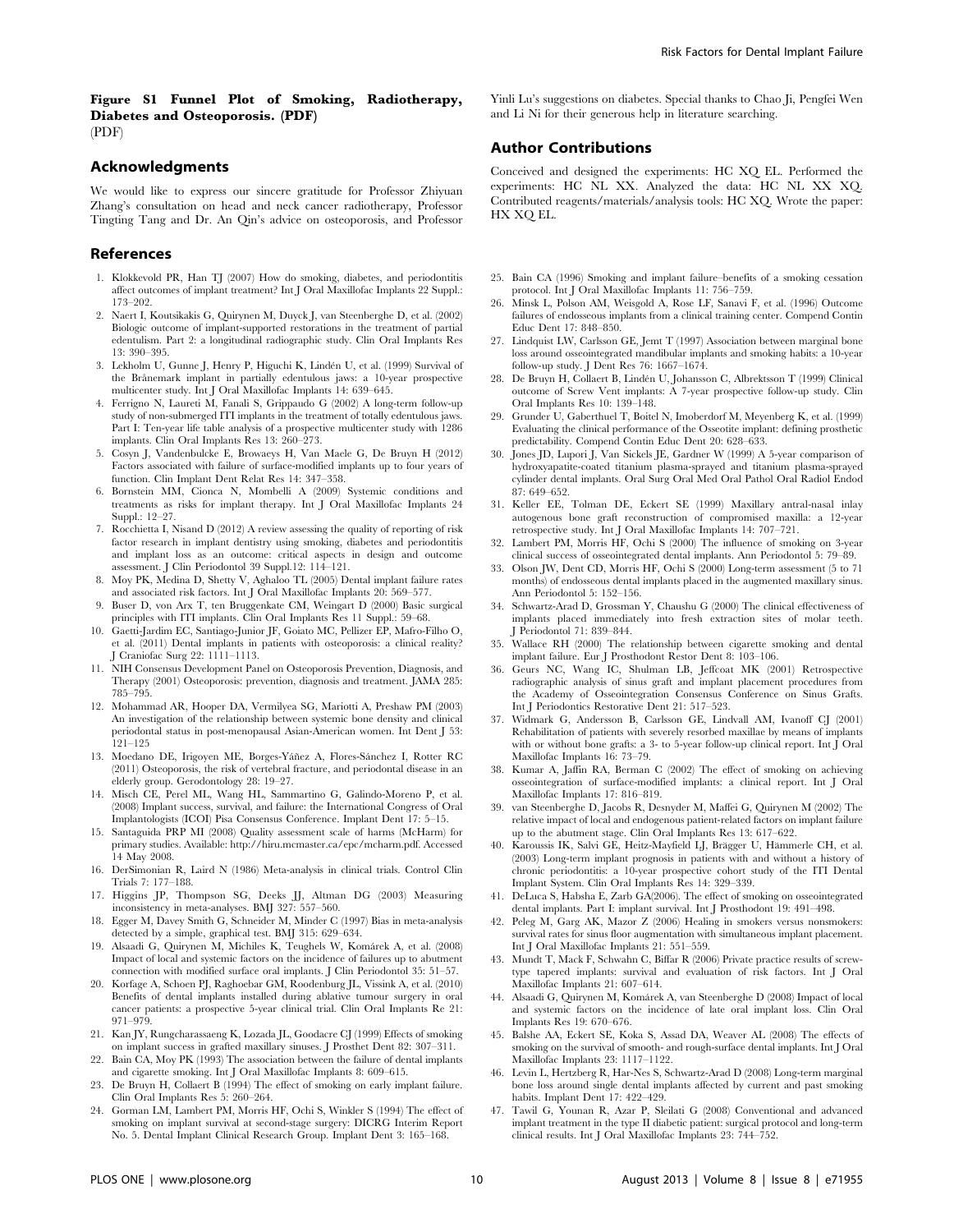**Figure S1 Funnel Plot of Smoking, Radiotherapy, Diabetes and Osteoporosis. (PDF)**
(PDF)

## Acknowledgments

We would like to express our sincere gratitude for Professor Zhiyuan Zhang's consultation on head and neck cancer radiotherapy, Professor Tingting Tang and Dr. An Qin's advice on osteoporosis, and Professor Yinli Lu's suggestions on diabetes. Special thanks to Chao Ji, Pengfei Wen and Li Ni for their generous help in literature searching.

## Author Contributions

Conceived and designed the experiments: HC XQ EL. Performed the experiments: HC NL XX. Analyzed the data: HC NL XX XQ. Contributed reagents/materials/analysis tools: HC XQ. Wrote the paper: HX XQ EL.

## References

1. Klokkevold PR, Han TJ (2007) How do smoking, diabetes, and periodontitis affect outcomes of implant treatment? Int J Oral Maxillofac Implants 22 Suppl.: 173–202.
2. Naert I, Koutsikakis G, Quirynen M, Duyck J, van Steenberghe D, et al. (2002) Biologic outcome of implant-supported restorations in the treatment of partial edentulism. Part 2: a longitudinal radiographic study. Clin Oral Implants Res 13: 390–395.
3. Lekholm U, Gunne J, Henry P, Higuchi K, Lindén U, et al. (1999) Survival of the Brånemark implant in partially edentulous jaws: a 10-year prospective multicenter study. Int J Oral Maxillofac Implants 14: 639–645.
4. Ferrigno N, Laureti M, Fanali S, Grippaudo G (2002) A long-term follow-up study of non-submerged ITI implants in the treatment of totally edentulous jaws. Part I: Ten-year life table analysis of a prospective multicenter study with 1286 implants. Clin Oral Implants Res 13: 260–273.
5. Cosyn J, Vandenbulcke E, Browaeys H, Van Maele G, De Bruyn H (2012) Factors associated with failure of surface-modified implants up to four years of function. Clin Implant Dent Relat Res 14: 347–358.
6. Bornstein MM, Cionca N, Mombelli A (2009) Systemic conditions and treatments as risks for implant therapy. Int J Oral Maxillofac Implants 24 Suppl.: 12–27.
7. Rocchietta I, Nisand D (2012) A review assessing the quality of reporting of risk factor research in implant dentistry using smoking, diabetes and periodontitis and implant loss as an outcome: critical aspects in design and outcome assessment. J Clin Periodontol 39 Suppl.12: 114–121.
8. Moy PK, Medina D, Shetty V, Aghaloo TL (2005) Dental implant failure rates and associated risk factors. Int J Oral Maxillofac Implants 20: 569–577.
9. Buser D, von Arx T, ten Bruggenkate CM, Weingart D (2000) Basic surgical principles with ITI implants. Clin Oral Implants Res 11 Suppl.: 59–68.
10. Gaetti-Jardim EC, Santiago-Junior JF, Goiato MC, Pellizer EP, Mafro-Filho O, et al. (2011) Dental implants in patients with osteoporosis: a clinical reality? J Craniofac Surg 22: 1111–1113.
11. NIH Consensus Development Panel on Osteoporosis Prevention, Diagnosis, and Therapy (2001) Osteoporosis: prevention, diagnosis and treatment. JAMA 285: 785–795.
12. Mohammad AR, Hooper DA, Vermilyea SG, Mariotti A, Preshaw PM (2003) An investigation of the relationship between systemic bone density and clinical periodontal status in post-menopausal Asian-American women. Int Dent J 53: 121–125
13. Moedano DE, Irigoyen ME, Borges-Yáñez A, Flores-Sánchez I, Rotter RC (2011) Osteoporosis, the risk of vertebral fracture, and periodontal disease in an elderly group. Gerodontology 28: 19–27.
14. Misch CE, Perel ML, Wang HL, Sammartino G, Galindo-Moreno P, et al. (2008) Implant success, survival, and failure: the International Congress of Oral Implantologists (ICOI) Pisa Consensus Conference. Implant Dent 17: 5–15.
15. Santaguida PRP MI (2008) Quality assessment scale of harms (McHarm) for primary studies. Available: http://hiru.mcmaster.ca/epc/mcharm.pdf. Accessed 14 May 2008.
16. DerSimonian R, Laird N (1986) Meta-analysis in clinical trials. Control Clin Trials 7: 177–188.
17. Higgins JP, Thompson SG, Deeks JJ, Altman DG (2003) Measuring inconsistency in meta-analyses. BMJ 327: 557–560.
18. Egger M, Davey Smith G, Schneider M, Minder C (1997) Bias in meta-analysis detected by a simple, graphical test. BMJ 315: 629–634.
19. Alsaadi G, Quirynen M, Michiles K, Teughels W, Komárek A, et al. (2008) Impact of local and systemic factors on the incidence of failures up to abutment connection with modified surface oral implants. J Clin Periodontol 35: 51–57.
20. Korfage A, Schoen PJ, Raghoebar GM, Roodenburg JL, Vissink A, et al. (2010) Benefits of dental implants installed during ablative tumour surgery in oral cancer patients: a prospective 5-year clinical trial. Clin Oral Implants Re 21: 971–979.
21. Kan JY, Rungcharassaeng K, Lozada JL, Goodacre CJ (1999) Effects of smoking on implant success in grafted maxillary sinuses. J Prosthet Dent 82: 307–311.
22. Bain CA, Moy PK (1993) The association between the failure of dental implants and cigarette smoking. Int J Oral Maxillofac Implants 8: 609–615.
23. De Bruyn H, Collaert B (1994) The effect of smoking on early implant failure. Clin Oral Implants Res 5: 260–264.
24. Gorman LM, Lambert PM, Morris HF, Ochi S, Winkler S (1994) The effect of smoking on implant survival at second-stage surgery: DICRG Interim Report No. 5. Dental Implant Clinical Research Group. Implant Dent 3: 165–168.
25. Bain CA (1996) Smoking and implant failure–benefits of a smoking cessation protocol. Int J Oral Maxillofac Implants 11: 756–759.
26. Minsk L, Polson AM, Weisgold A, Rose LF, Sanavi F, et al. (1996) Outcome failures of endosseous implants from a clinical training center. Compend Contin Educ Dent 17: 848–850.
27. Lindquist LW, Carlsson GE, Jemt T (1997) Association between marginal bone loss around osseointegrated mandibular implants and smoking habits: a 10-year follow-up study. J Dent Res 76: 1667–1674.
28. De Bruyn H, Collaert B, Lindén U, Johansson C, Albrektsson T (1999) Clinical outcome of Screw Vent implants: A 7-year prospective follow-up study. Clin Oral Implants Res 10: 139–148.
29. Grunder U, Gaberthuel T, Boitel N, Imoberdorf M, Meyenberg K, et al. (1999) Evaluating the clinical performance of the Osseotite implant: defining prosthetic predictability. Compend Contin Educ Dent 20: 628–633.
30. Jones JD, Lupori J, Van Sickels JE, Gardner W (1999) A 5-year comparison of hydroxyapatite-coated titanium plasma-sprayed and titanium plasma-sprayed cylinder dental implants. Oral Surg Oral Med Oral Pathol Oral Radiol Endod 87: 649–652.
31. Keller EE, Tolman DE, Eckert SE (1999) Maxillary antral-nasal inlay autogenous bone graft reconstruction of compromised maxilla: a 12-year retrospective study. Int J Oral Maxillofac Implants 14: 707–721.
32. Lambert PM, Morris HF, Ochi S (2000) The influence of smoking on 3-year clinical success of osseointegrated dental implants. Ann Periodontol 5: 79–89.
33. Olson JW, Dent CD, Morris HF, Ochi S (2000) Long-term assessment (5 to 71 months) of endosseous dental implants placed in the augmented maxillary sinus. Ann Periodontol 5: 152–156.
34. Schwartz-Arad D, Grossman Y, Chaushu G (2000) The clinical effectiveness of implants placed immediately into fresh extraction sites of molar teeth. J Periodontol 71: 839–844.
35. Wallace RH (2000) The relationship between cigarette smoking and dental implant failure. Eur J Prosthodont Restor Dent 8: 103–106.
36. Geurs NC, Wang IC, Shulman LB, Jeffcoat MK (2001) Retrospective radiographic analysis of sinus graft and implant placement procedures from the Academy of Osseointegration Consensus Conference on Sinus Grafts. Int J Periodontics Restorative Dent 21: 517–523.
37. Widmark G, Andersson B, Carlsson GE, Lindvall AM, Ivanoff CJ (2001) Rehabilitation of patients with severely resorbed maxillae by means of implants with or without bone grafts: a 3- to 5-year follow-up clinical report. Int J Oral Maxillofac Implants 16: 73–79.
38. Kumar A, Jaffin RA, Berman C (2002) The effect of smoking on achieving osseointegration of surface-modified implants: a clinical report. Int J Oral Maxillofac Implants 17: 816–819.
39. van Steenberghe D, Jacobs R, Desnyder M, Maffei G, Quirynen M (2002) The relative impact of local and endogenous patient-related factors on implant failure up to the abutment stage. Clin Oral Implants Res 13: 617–622.
40. Karoussis IK, Salvi GE, Heitz-Mayfield LJ, Brägger U, Hämmerle CH, et al. (2003) Long-term implant prognosis in patients with and without a history of chronic periodontitis: a 10-year prospective cohort study of the ITI Dental Implant System. Clin Oral Implants Res 14: 329–339.
41. DeLuca S, Habsha E, Zarb GA(2006). The effect of smoking on osseointegrated dental implants. Part I: implant survival. Int J Prosthodont 19: 491–498.
42. Peleg M, Garg AK, Mazor Z (2006) Healing in smokers versus nonsmokers: survival rates for sinus floor augmentation with simultaneous implant placement. Int J Oral Maxillofac Implants 21: 551–559.
43. Mundt T, Mack F, Schwahn C, Biffar R (2006) Private practice results of screw-type tapered implants: survival and evaluation of risk factors. Int J Oral Maxillofac Implants 21: 607–614.
44. Alsaadi G, Quirynen M, Komárek A, van Steenberghe D (2008) Impact of local and systemic factors on the incidence of late oral implant loss. Clin Oral Implants Res 19: 670–676.
45. Balshe AA, Eckert SE, Koka S, Assad DA, Weaver AL (2008) The effects of smoking on the survival of smooth- and rough-surface dental implants. Int J Oral Maxillofac Implants 23: 1117–1122.
46. Levin L, Hertzberg R, Har-Nes S, Schwartz-Arad D (2008) Long-term marginal bone loss around single dental implants affected by current and past smoking habits. Implant Dent 17: 422–429.
47. Tawil G, Younan R, Azar P, Sleilati G (2008) Conventional and advanced implant treatment in the type II diabetic patient: surgical protocol and long-term clinical results. Int J Oral Maxillofac Implants 23: 744–752.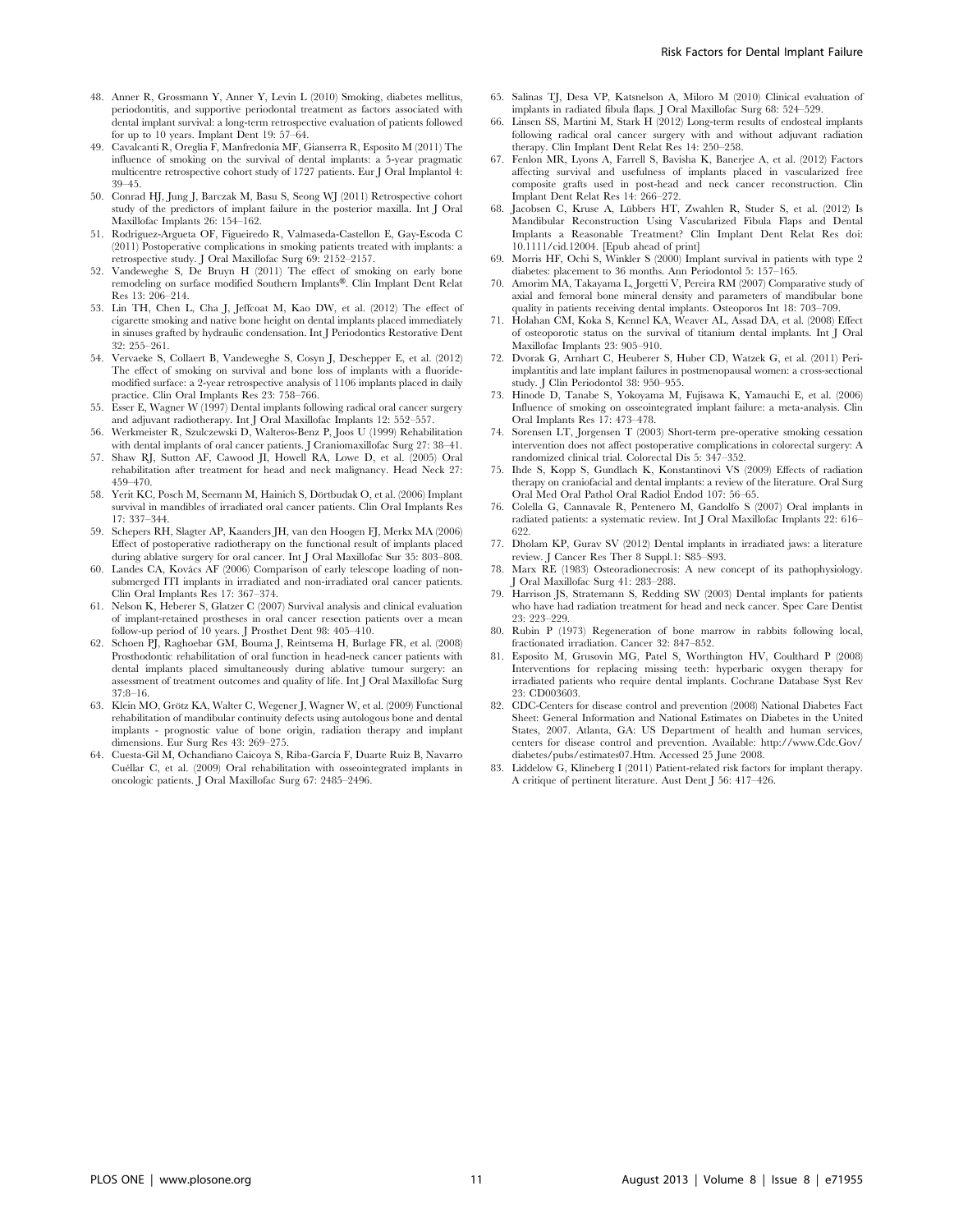48. Anner R, Grossmann Y, Anner Y, Levin L (2010) Smoking, diabetes mellitus, periodontitis, and supportive periodontal treatment as factors associated with dental implant survival: a long-term retrospective evaluation of patients followed for up to 10 years. Implant Dent 19: 57–64.
49. Cavalcanti R, Oreglia F, Manfredonia MF, Gianserra R, Esposito M (2011) The influence of smoking on the survival of dental implants: a 5-year pragmatic multicentre retrospective cohort study of 1727 patients. Eur J Oral Implantol 4: 39–45.
50. Conrad HJ, Jung J, Barczak M, Basu S, Seong WJ (2011) Retrospective cohort study of the predictors of implant failure in the posterior maxilla. Int J Oral Maxillofac Implants 26: 154–162.
51. Rodriguez-Argueta OF, Figueiredo R, Valmaseda-Castellon E, Gay-Escoda C (2011) Postoperative complications in smoking patients treated with implants: a retrospective study. J Oral Maxillofac Surg 69: 2152–2157.
52. Vandeweghe S, De Bruyn H (2011) The effect of smoking on early bone remodeling on surface modified Southern Implants®. Clin Implant Dent Relat Res 13: 206–214.
53. Lin TH, Chen L, Cha J, Jeffcoat M, Kao DW, et al. (2012) The effect of cigarette smoking and native bone height on dental implants placed immediately in sinuses grafted by hydraulic condensation. Int J Periodontics Restorative Dent 32: 255–261.
54. Vervaeke S, Collaert B, Vandeweghe S, Cosyn J, Deschepper E, et al. (2012) The effect of smoking on survival and bone loss of implants with a fluoride-modified surface: a 2-year retrospective analysis of 1106 implants placed in daily practice. Clin Oral Implants Res 23: 758–766.
55. Esser E, Wagner W (1997) Dental implants following radical oral cancer surgery and adjuvant radiotherapy. Int J Oral Maxillofac Implants 12: 552–557.
56. Werkmeister R, Szulczewski D, Walteros-Benz P, Joos U (1999) Rehabilitation with dental implants of oral cancer patients. J Craniomaxillofac Surg 27: 38–41.
57. Shaw RJ, Sutton AF, Cawood JI, Howell RA, Lowe D, et al. (2005) Oral rehabilitation after treatment for head and neck malignancy. Head Neck 27: 459–470.
58. Yerit KC, Posch M, Seemann M, Hainich S, Dörtbudak O, et al. (2006) Implant survival in mandibles of irradiated oral cancer patients. Clin Oral Implants Res 17: 337–344.
59. Schepers RH, Slagter AP, Kaanders JH, van den Hoogen FJ, Merkx MA (2006) Effect of postoperative radiotherapy on the functional result of implants placed during ablative surgery for oral cancer. Int J Oral Maxillofac Sur 35: 803–808.
60. Landes CA, Kovács AF (2006) Comparison of early telescope loading of non-submerged ITI implants in irradiated and non-irradiated oral cancer patients. Clin Oral Implants Res 17: 367–374.
61. Nelson K, Heberer S, Glatzer C (2007) Survival analysis and clinical evaluation of implant-retained prostheses in oral cancer resection patients over a mean follow-up period of 10 years. J Prosthet Dent 98: 405–410.
62. Schoen PJ, Raghoebar GM, Bouma J, Reintsema H, Burlage FR, et al. (2008) Prosthodontic rehabilitation of oral function in head-neck cancer patients with dental implants placed simultaneously during ablative tumour surgery: an assessment of treatment outcomes and quality of life. Int J Oral Maxillofac Surg 37:8–16.
63. Klein MO, Grötz KA, Walter C, Wegener J, Wagner W, et al. (2009) Functional rehabilitation of mandibular continuity defects using autologous bone and dental implants - prognostic value of bone origin, radiation therapy and implant dimensions. Eur Surg Res 43: 269–275.
64. Cuesta-Gil M, Ochandiano Caicoya S, Riba-García F, Duarte Ruiz B, Navarro Cuéllar C, et al. (2009) Oral rehabilitation with osseointegrated implants in oncologic patients. J Oral Maxillofac Surg 67: 2485–2496.
65. Salinas TJ, Desa VP, Katsnelson A, Miloro M (2010) Clinical evaluation of implants in radiated fibula flaps. J Oral Maxillofac Surg 68: 524–529.
66. Linsen SS, Martini M, Stark H (2012) Long-term results of endosteal implants following radical oral cancer surgery with and without adjuvant radiation therapy. Clin Implant Dent Relat Res 14: 250–258.
67. Fenlon MR, Lyons A, Farrell S, Bavisha K, Banerjee A, et al. (2012) Factors affecting survival and usefulness of implants placed in vascularized free composite grafts used in post-head and neck cancer reconstruction. Clin Implant Dent Relat Res 14: 266–272.
68. Jacobsen C, Kruse A, Lübbers HT, Zwahlen R, Studer S, et al. (2012) Is Mandibular Reconstruction Using Vascularized Fibula Flaps and Dental Implants a Reasonable Treatment? Clin Implant Dent Relat Res doi: 10.1111/cid.12004. [Epub ahead of print]
69. Morris HF, Ochi S, Winkler S (2000) Implant survival in patients with type 2 diabetes: placement to 36 months. Ann Periodontol 5: 157–165.
70. Amorim MA, Takayama L, Jorgetti V, Pereira RM (2007) Comparative study of axial and femoral bone mineral density and parameters of mandibular bone quality in patients receiving dental implants. Osteoporos Int 18: 703–709.
71. Holahan CM, Koka S, Kennel KA, Weaver AL, Assad DA, et al. (2008) Effect of osteoporotic status on the survival of titanium dental implants. Int J Oral Maxillofac Implants 23: 905–910.
72. Dvorak G, Arnhart C, Heuberer S, Huber CD, Watzek G, et al. (2011) Peri-implantitis and late implant failures in postmenopausal women: a cross-sectional study. J Clin Periodontol 38: 950–955.
73. Hinode D, Tanabe S, Yokoyama M, Fujisawa K, Yamauchi E, et al. (2006) Influence of smoking on osseointegrated implant failure: a meta-analysis. Clin Oral Implants Res 17: 473–478.
74. Sorensen LT, Jorgensen T (2003) Short-term pre-operative smoking cessation intervention does not affect postoperative complications in colorectal surgery: A randomized clinical trial. Colorectal Dis 5: 347–352.
75. Ihde S, Kopp S, Gundlach K, Konstantinovi VS (2009) Effects of radiation therapy on craniofacial and dental implants: a review of the literature. Oral Surg Oral Med Oral Pathol Oral Radiol Endod 107: 56–65.
76. Colella G, Cannavale R, Pentenero M, Gandolfo S (2007) Oral implants in radiated patients: a systematic review. Int J Oral Maxillofac Implants 22: 616–622.
77. Dholam KP, Gurav SV (2012) Dental implants in irradiated jaws: a literature review. J Cancer Res Ther 8 Suppl.1: S85–S93.
78. Marx RE (1983) Osteoradionecrosis: A new concept of its pathophysiology. J Oral Maxillofac Surg 41: 283–288.
79. Harrison JS, Stratemann S, Redding SW (2003) Dental implants for patients who have had radiation treatment for head and neck cancer. Spec Care Dentist 23: 223–229.
80. Rubin P (1973) Regeneration of bone marrow in rabbits following local, fractionated irradiation. Cancer 32: 847–852.
81. Esposito M, Grusovin MG, Patel S, Worthington HV, Coulthard P (2008) Interventions for replacing missing teeth: hyperbaric oxygen therapy for irradiated patients who require dental implants. Cochrane Database Syst Rev 23: CD003603.
82. CDC-Centers for disease control and prevention (2008) National Diabetes Fact Sheet: General Information and National Estimates on Diabetes in the United States, 2007. Atlanta, GA: US Department of health and human services, centers for disease control and prevention. Available: http://www.Cdc.Gov/diabetes/pubs/estimates07.Htm. Accessed 25 June 2008.
83. Liddelow G, Klineberg I (2011) Patient-related risk factors for implant therapy. A critique of pertinent literature. Aust Dent J 56: 417–426.